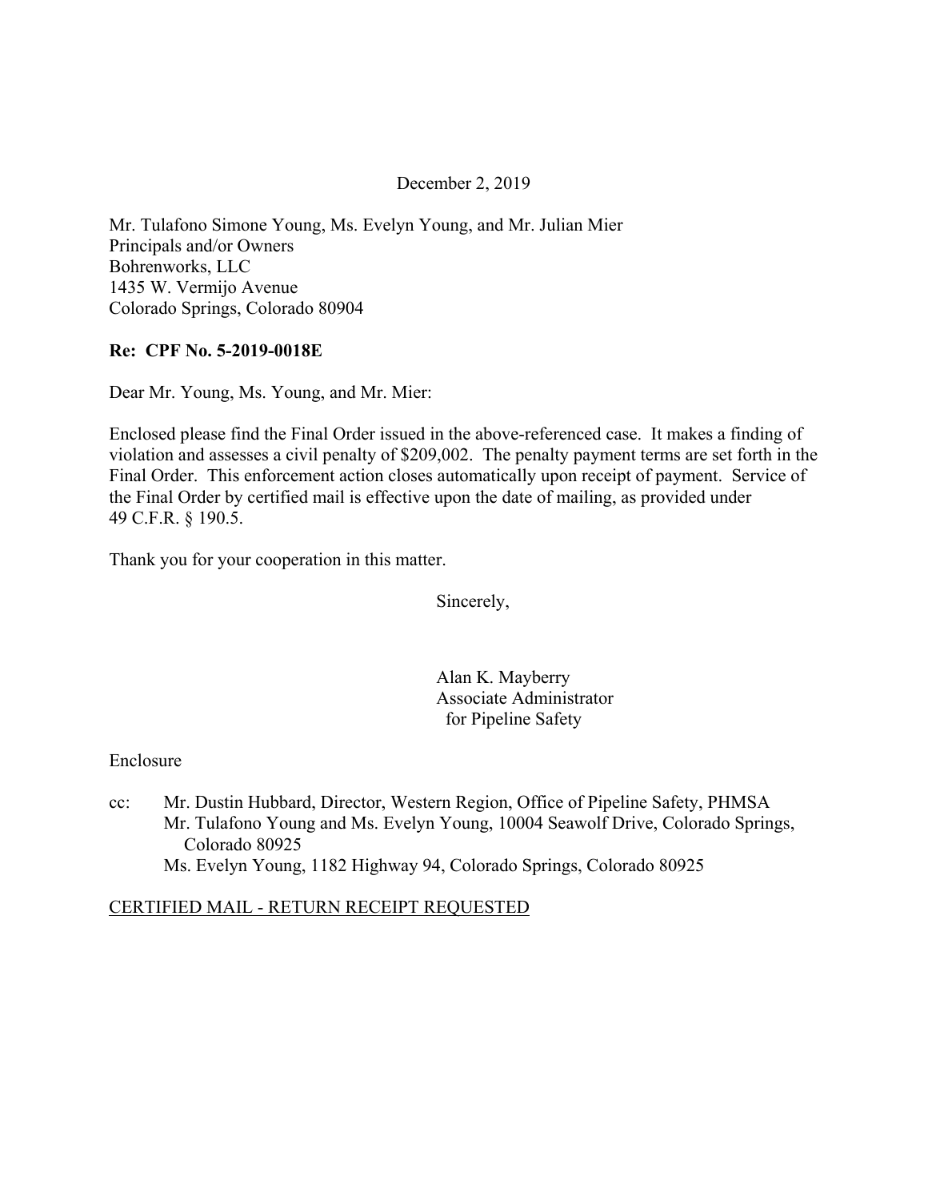December 2, 2019

Mr. Tulafono Simone Young, Ms. Evelyn Young, and Mr. Julian Mier
Principals and/or Owners
Bohrenworks, LLC
1435 W. Vermijo Avenue
Colorado Springs, Colorado 80904

**Re: CPF No. 5-2019-0018E**

Dear Mr. Young, Ms. Young, and Mr. Mier:

Enclosed please find the Final Order issued in the above-referenced case. It makes a finding of violation and assesses a civil penalty of $209,002. The penalty payment terms are set forth in the Final Order. This enforcement action closes automatically upon receipt of payment. Service of the Final Order by certified mail is effective upon the date of mailing, as provided under 49 C.F.R. § 190.5.

Thank you for your cooperation in this matter.

Sincerely,

Alan K. Mayberry
Associate Administrator
for Pipeline Safety

Enclosure

cc: Mr. Dustin Hubbard, Director, Western Region, Office of Pipeline Safety, PHMSA
Mr. Tulafono Young and Ms. Evelyn Young, 10004 Seawolf Drive, Colorado Springs, Colorado 80925
Ms. Evelyn Young, 1182 Highway 94, Colorado Springs, Colorado 80925

CERTIFIED MAIL - RETURN RECEIPT REQUESTED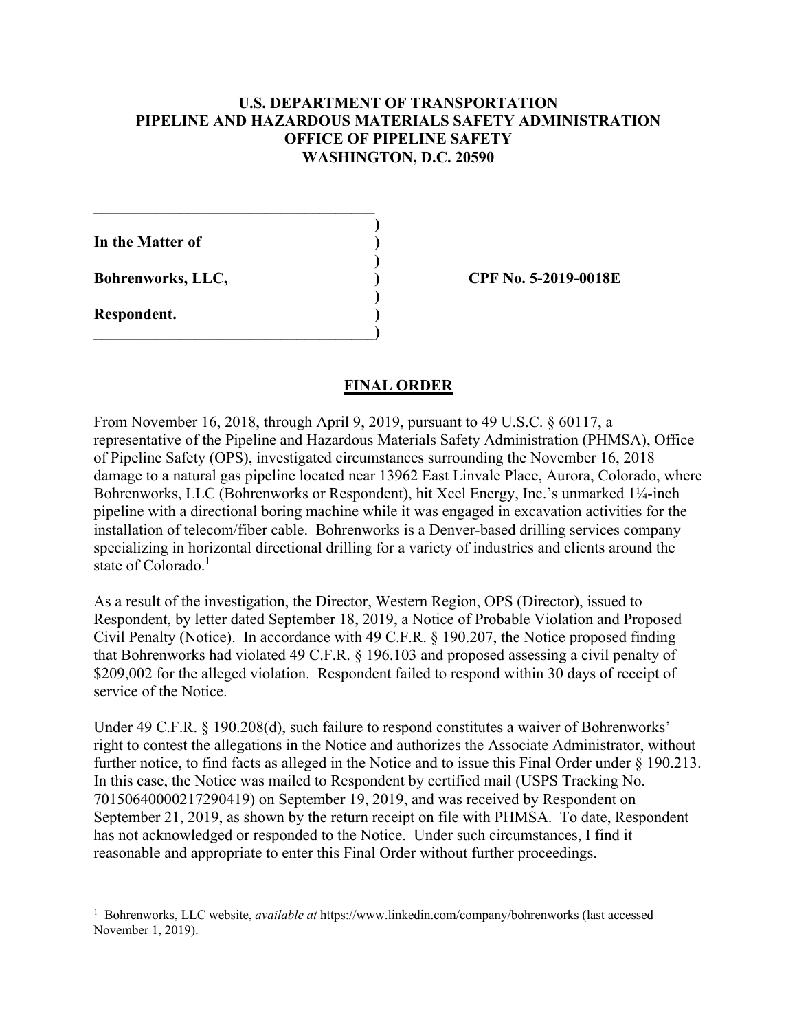**U.S. DEPARTMENT OF TRANSPORTATION**
**PIPELINE AND HAZARDOUS MATERIALS SAFETY ADMINISTRATION**
**OFFICE OF PIPELINE SAFETY**
**WASHINGTON, D.C. 20590**

| | | |
|---|---|---|
| **In the Matter of** | ) | |
| | ) | |
| **Bohrenworks, LLC,** | ) | **CPF No. 5-2019-0018E** |
| | ) | |
| **Respondent.** | ) | |

## FINAL ORDER

From November 16, 2018, through April 9, 2019, pursuant to 49 U.S.C. § 60117, a representative of the Pipeline and Hazardous Materials Safety Administration (PHMSA), Office of Pipeline Safety (OPS), investigated circumstances surrounding the November 16, 2018 damage to a natural gas pipeline located near 13962 East Linvale Place, Aurora, Colorado, where Bohrenworks, LLC (Bohrenworks or Respondent), hit Xcel Energy, Inc.'s unmarked 1¼-inch pipeline with a directional boring machine while it was engaged in excavation activities for the installation of telecom/fiber cable. Bohrenworks is a Denver-based drilling services company specializing in horizontal directional drilling for a variety of industries and clients around the state of Colorado.[1]

As a result of the investigation, the Director, Western Region, OPS (Director), issued to Respondent, by letter dated September 18, 2019, a Notice of Probable Violation and Proposed Civil Penalty (Notice). In accordance with 49 C.F.R. § 190.207, the Notice proposed finding that Bohrenworks had violated 49 C.F.R. § 196.103 and proposed assessing a civil penalty of $209,002 for the alleged violation. Respondent failed to respond within 30 days of receipt of service of the Notice.

Under 49 C.F.R. § 190.208(d), such failure to respond constitutes a waiver of Bohrenworks' right to contest the allegations in the Notice and authorizes the Associate Administrator, without further notice, to find facts as alleged in the Notice and to issue this Final Order under § 190.213. In this case, the Notice was mailed to Respondent by certified mail (USPS Tracking No. 70150640000217290419) on September 19, 2019, and was received by Respondent on September 21, 2019, as shown by the return receipt on file with PHMSA. To date, Respondent has not acknowledged or responded to the Notice. Under such circumstances, I find it reasonable and appropriate to enter this Final Order without further proceedings.

[1] Bohrenworks, LLC website, *available at* https://www.linkedin.com/company/bohrenworks (last accessed November 1, 2019).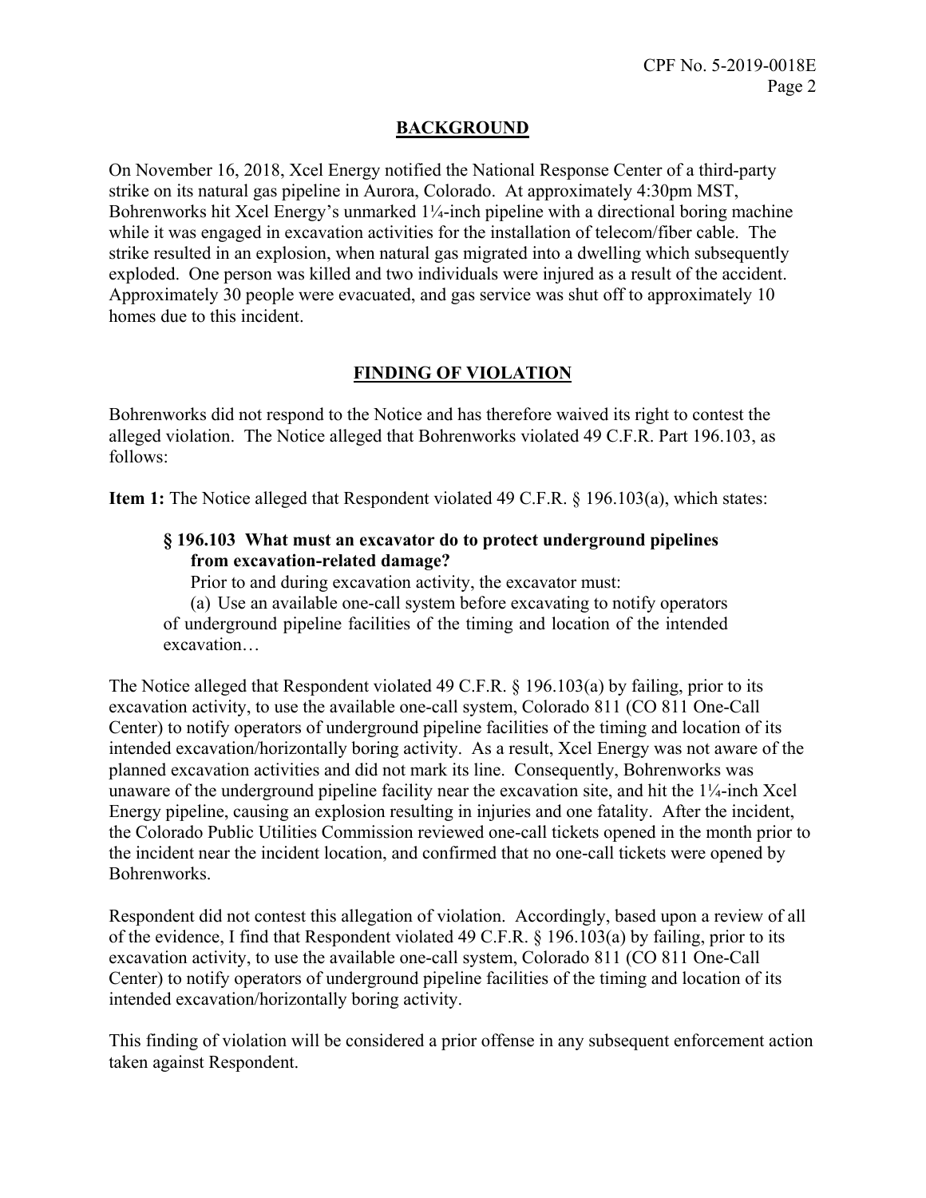## BACKGROUND

On November 16, 2018, Xcel Energy notified the National Response Center of a third-party strike on its natural gas pipeline in Aurora, Colorado. At approximately 4:30pm MST, Bohrenworks hit Xcel Energy's unmarked 1¼-inch pipeline with a directional boring machine while it was engaged in excavation activities for the installation of telecom/fiber cable. The strike resulted in an explosion, when natural gas migrated into a dwelling which subsequently exploded. One person was killed and two individuals were injured as a result of the accident. Approximately 30 people were evacuated, and gas service was shut off to approximately 10 homes due to this incident.

## FINDING OF VIOLATION

Bohrenworks did not respond to the Notice and has therefore waived its right to contest the alleged violation. The Notice alleged that Bohrenworks violated 49 C.F.R. Part 196.103, as follows:

**Item 1:** The Notice alleged that Respondent violated 49 C.F.R. § 196.103(a), which states:

> **§ 196.103 What must an excavator do to protect underground pipelines from excavation-related damage?**
>
> Prior to and during excavation activity, the excavator must:
>
> (a) Use an available one-call system before excavating to notify operators of underground pipeline facilities of the timing and location of the intended excavation…

The Notice alleged that Respondent violated 49 C.F.R. § 196.103(a) by failing, prior to its excavation activity, to use the available one-call system, Colorado 811 (CO 811 One-Call Center) to notify operators of underground pipeline facilities of the timing and location of its intended excavation/horizontally boring activity. As a result, Xcel Energy was not aware of the planned excavation activities and did not mark its line. Consequently, Bohrenworks was unaware of the underground pipeline facility near the excavation site, and hit the 1¼-inch Xcel Energy pipeline, causing an explosion resulting in injuries and one fatality. After the incident, the Colorado Public Utilities Commission reviewed one-call tickets opened in the month prior to the incident near the incident location, and confirmed that no one-call tickets were opened by Bohrenworks.

Respondent did not contest this allegation of violation. Accordingly, based upon a review of all of the evidence, I find that Respondent violated 49 C.F.R. § 196.103(a) by failing, prior to its excavation activity, to use the available one-call system, Colorado 811 (CO 811 One-Call Center) to notify operators of underground pipeline facilities of the timing and location of its intended excavation/horizontally boring activity.

This finding of violation will be considered a prior offense in any subsequent enforcement action taken against Respondent.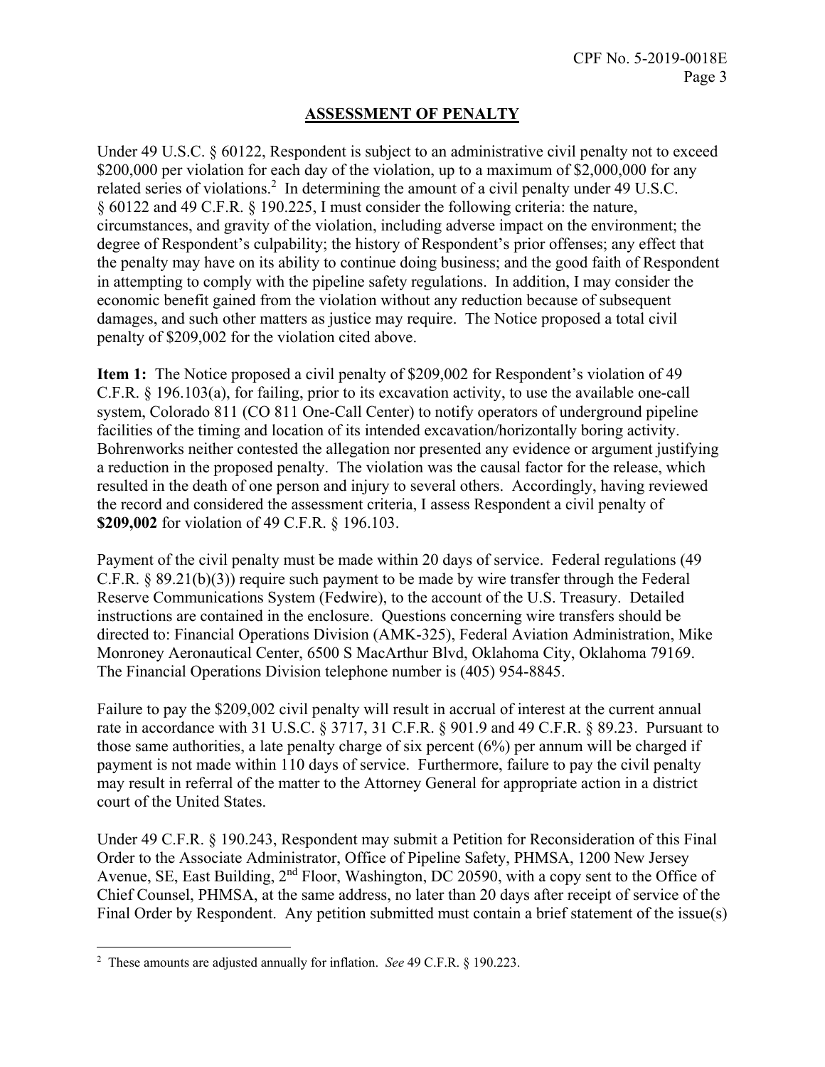## ASSESSMENT OF PENALTY

Under 49 U.S.C. § 60122, Respondent is subject to an administrative civil penalty not to exceed $200,000 per violation for each day of the violation, up to a maximum of $2,000,000 for any related series of violations.[2] In determining the amount of a civil penalty under 49 U.S.C. § 60122 and 49 C.F.R. § 190.225, I must consider the following criteria: the nature, circumstances, and gravity of the violation, including adverse impact on the environment; the degree of Respondent's culpability; the history of Respondent's prior offenses; any effect that the penalty may have on its ability to continue doing business; and the good faith of Respondent in attempting to comply with the pipeline safety regulations. In addition, I may consider the economic benefit gained from the violation without any reduction because of subsequent damages, and such other matters as justice may require. The Notice proposed a total civil penalty of $209,002 for the violation cited above.

**Item 1:** The Notice proposed a civil penalty of $209,002 for Respondent's violation of 49 C.F.R. § 196.103(a), for failing, prior to its excavation activity, to use the available one-call system, Colorado 811 (CO 811 One-Call Center) to notify operators of underground pipeline facilities of the timing and location of its intended excavation/horizontally boring activity. Bohrenworks neither contested the allegation nor presented any evidence or argument justifying a reduction in the proposed penalty. The violation was the causal factor for the release, which resulted in the death of one person and injury to several others. Accordingly, having reviewed the record and considered the assessment criteria, I assess Respondent a civil penalty of **$209,002** for violation of 49 C.F.R. § 196.103.

Payment of the civil penalty must be made within 20 days of service. Federal regulations (49 C.F.R. § 89.21(b)(3)) require such payment to be made by wire transfer through the Federal Reserve Communications System (Fedwire), to the account of the U.S. Treasury. Detailed instructions are contained in the enclosure. Questions concerning wire transfers should be directed to: Financial Operations Division (AMK-325), Federal Aviation Administration, Mike Monroney Aeronautical Center, 6500 S MacArthur Blvd, Oklahoma City, Oklahoma 79169. The Financial Operations Division telephone number is (405) 954-8845.

Failure to pay the $209,002 civil penalty will result in accrual of interest at the current annual rate in accordance with 31 U.S.C. § 3717, 31 C.F.R. § 901.9 and 49 C.F.R. § 89.23. Pursuant to those same authorities, a late penalty charge of six percent (6%) per annum will be charged if payment is not made within 110 days of service. Furthermore, failure to pay the civil penalty may result in referral of the matter to the Attorney General for appropriate action in a district court of the United States.

Under 49 C.F.R. § 190.243, Respondent may submit a Petition for Reconsideration of this Final Order to the Associate Administrator, Office of Pipeline Safety, PHMSA, 1200 New Jersey Avenue, SE, East Building, 2nd Floor, Washington, DC 20590, with a copy sent to the Office of Chief Counsel, PHMSA, at the same address, no later than 20 days after receipt of service of the Final Order by Respondent. Any petition submitted must contain a brief statement of the issue(s)

---

[2] These amounts are adjusted annually for inflation. *See* 49 C.F.R. § 190.223.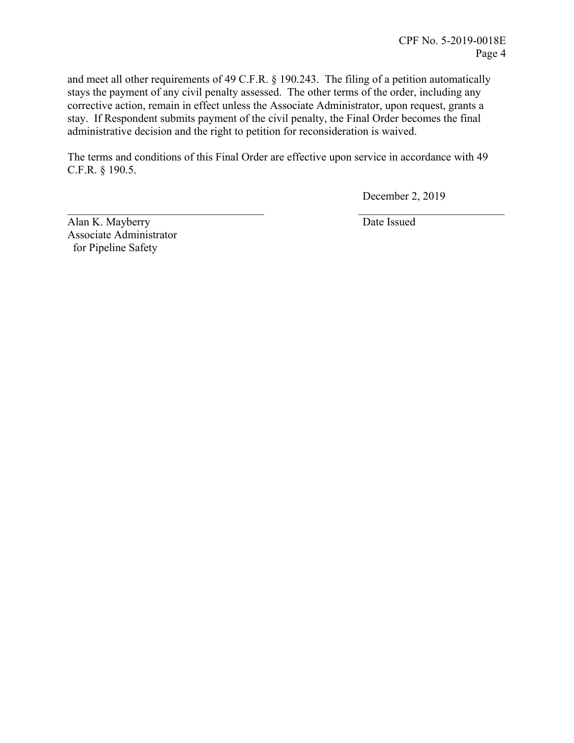and meet all other requirements of 49 C.F.R. § 190.243. The filing of a petition automatically stays the payment of any civil penalty assessed. The other terms of the order, including any corrective action, remain in effect unless the Associate Administrator, upon request, grants a stay. If Respondent submits payment of the civil penalty, the Final Order becomes the final administrative decision and the right to petition for reconsideration is waived.

The terms and conditions of this Final Order are effective upon service in accordance with 49 C.F.R. § 190.5.

December 2, 2019

___________________________________ ___________________________
Alan K. Mayberry Date Issued
Associate Administrator
for Pipeline Safety